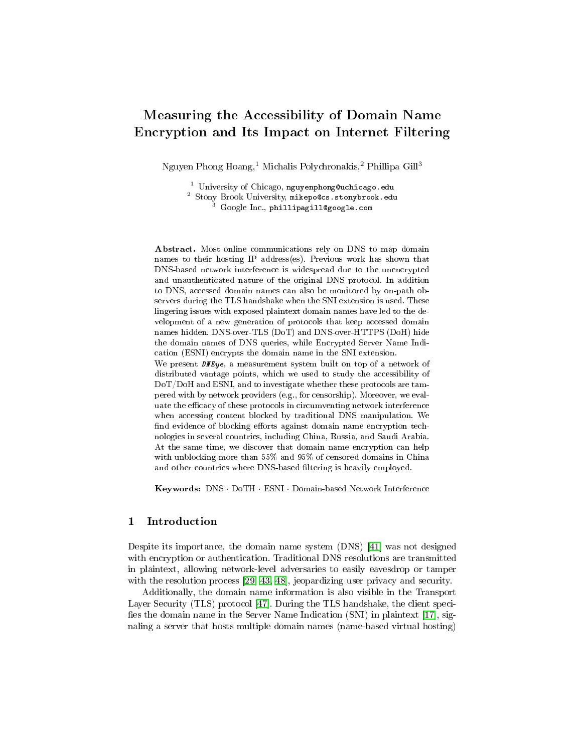// Measuring the Accessibility of Domain Name Encryption and Its Impact on Internet Filtering

Nguyen Phong Hoang,[1] Michalis Polychronakis,[2] Phillipa Gill[3]

[1] University of Chicago, nguyenphong@uchicago.edu
[2] Stony Brook University, mikepo@cs.stonybrook.edu
[3] Google Inc., phillipagill@google.com

**Abstract.** Most online communications rely on DNS to map domain names to their hosting IP address(es). Previous work has shown that DNS-based network interference is widespread due to the unencrypted and unauthenticated nature of the original DNS protocol. In addition to DNS, accessed domain names can also be monitored by on-path observers during the TLS handshake when the SNI extension is used. These lingering issues with exposed plaintext domain names have led to the development of a new generation of protocols that keep accessed domain names hidden. DNS-over-TLS (DoT) and DNS-over-HTTPS (DoH) hide the domain names of DNS queries, while Encrypted Server Name Indication (ESNI) encrypts the domain name in the SNI extension.

We present ***DNEye***, a measurement system built on top of a network of distributed vantage points, which we used to study the accessibility of DoT/DoH and ESNI, and to investigate whether these protocols are tampered with by network providers (e.g., for censorship). Moreover, we evaluate the efficacy of these protocols in circumventing network interference when accessing content blocked by traditional DNS manipulation. We find evidence of blocking efforts against domain name encryption technologies in several countries, including China, Russia, and Saudi Arabia. At the same time, we discover that domain name encryption can help with unblocking more than 55% and 95% of censored domains in China and other countries where DNS-based filtering is heavily employed.

**Keywords:** DNS · DoTH · ESNI · Domain-based Network Interference

## 1 Introduction

Despite its importance, the domain name system (DNS) [41] was not designed with encryption or authentication. Traditional DNS resolutions are transmitted in plaintext, allowing network-level adversaries to easily eavesdrop or tamper with the resolution process [29, 43, 48], jeopardizing user privacy and security.

Additionally, the domain name information is also visible in the Transport Layer Security (TLS) protocol [47]. During the TLS handshake, the client specifies the domain name in the Server Name Indication (SNI) in plaintext [17], signaling a server that hosts multiple domain names (name-based virtual hosting)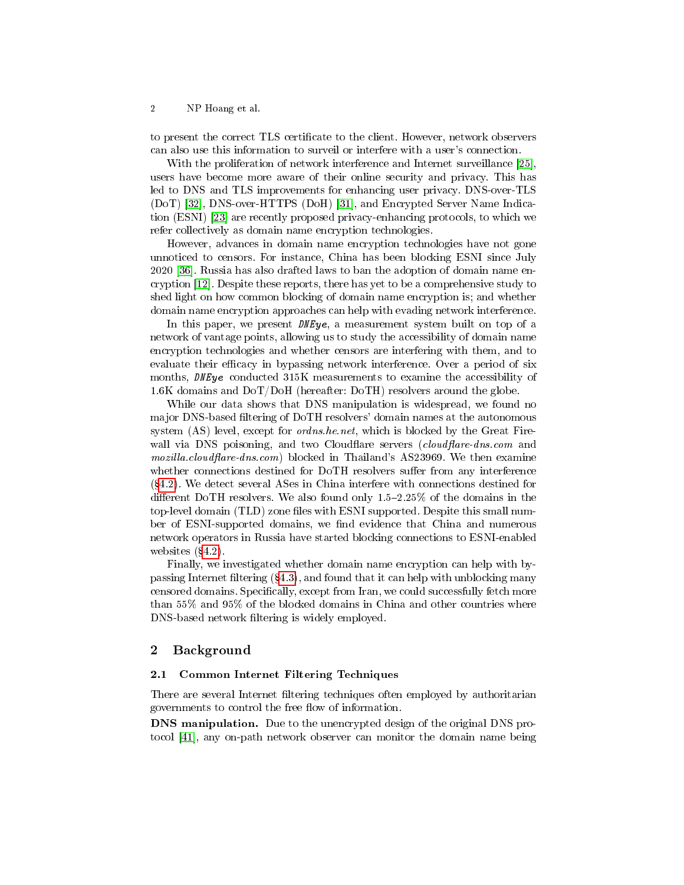to present the correct TLS certificate to the client. However, network observers can also use this information to surveil or interfere with a user's connection.

With the proliferation of network interference and Internet surveillance [25], users have become more aware of their online security and privacy. This has led to DNS and TLS improvements for enhancing user privacy. DNS-over-TLS (DoT) [32], DNS-over-HTTPS (DoH) [31], and Encrypted Server Name Indication (ESNI) [23] are recently proposed privacy-enhancing protocols, to which we refer collectively as domain name encryption technologies.

However, advances in domain name encryption technologies have not gone unnoticed to censors. For instance, China has been blocking ESNI since July 2020 [36]. Russia has also drafted laws to ban the adoption of domain name encryption [12]. Despite these reports, there has yet to be a comprehensive study to shed light on how common blocking of domain name encryption is; and whether domain name encryption approaches can help with evading network interference.

In this paper, we present *DNEye*, a measurement system built on top of a network of vantage points, allowing us to study the accessibility of domain name encryption technologies and whether censors are interfering with them, and to evaluate their efficacy in bypassing network interference. Over a period of six months, *DNEye* conducted 315K measurements to examine the accessibility of 1.6K domains and DoT/DoH (hereafter: DoTH) resolvers around the globe.

While our data shows that DNS manipulation is widespread, we found no major DNS-based filtering of DoTH resolvers' domain names at the autonomous system (AS) level, except for *ordns.he.net*, which is blocked by the Great Firewall via DNS poisoning, and two Cloudflare servers (*cloudflare-dns.com* and *mozilla.cloudflare-dns.com*) blocked in Thailand's AS23969. We then examine whether connections destined for DoTH resolvers suffer from any interference (§4.2). We detect several ASes in China interfere with connections destined for different DoTH resolvers. We also found only 1.5–2.25% of the domains in the top-level domain (TLD) zone files with ESNI supported. Despite this small number of ESNI-supported domains, we find evidence that China and numerous network operators in Russia have started blocking connections to ESNI-enabled websites (§4.2).

Finally, we investigated whether domain name encryption can help with bypassing Internet filtering (§4.3), and found that it can help with unblocking many censored domains. Specifically, except from Iran, we could successfully fetch more than 55% and 95% of the blocked domains in China and other countries where DNS-based network filtering is widely employed.

## 2 Background

### 2.1 Common Internet Filtering Techniques

There are several Internet filtering techniques often employed by authoritarian governments to control the free flow of information.

**DNS manipulation.** Due to the unencrypted design of the original DNS protocol [41], any on-path network observer can monitor the domain name being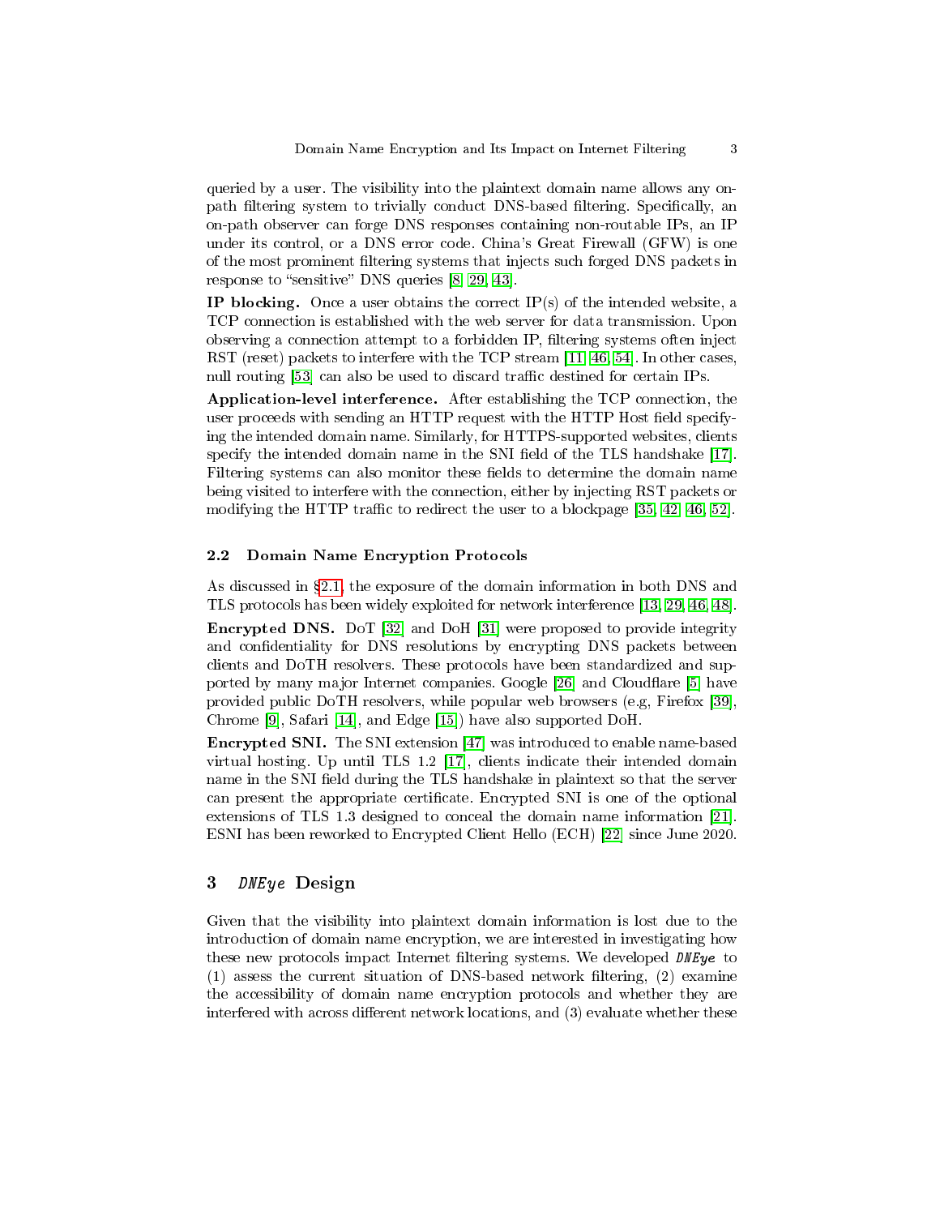queried by a user. The visibility into the plaintext domain name allows any on-path filtering system to trivially conduct DNS-based filtering. Specifically, an on-path observer can forge DNS responses containing non-routable IPs, an IP under its control, or a DNS error code. China's Great Firewall (GFW) is one of the most prominent filtering systems that injects such forged DNS packets in response to "sensitive" DNS queries [8, 29, 43].

**IP blocking.** Once a user obtains the correct IP(s) of the intended website, a TCP connection is established with the web server for data transmission. Upon observing a connection attempt to a forbidden IP, filtering systems often inject RST (reset) packets to interfere with the TCP stream [11, 46, 54]. In other cases, null routing [53] can also be used to discard traffic destined for certain IPs.

**Application-level interference.** After establishing the TCP connection, the user proceeds with sending an HTTP request with the HTTP Host field specifying the intended domain name. Similarly, for HTTPS-supported websites, clients specify the intended domain name in the SNI field of the TLS handshake [17]. Filtering systems can also monitor these fields to determine the domain name being visited to interfere with the connection, either by injecting RST packets or modifying the HTTP traffic to redirect the user to a blockpage [35, 42, 46, 52].

### 2.2 Domain Name Encryption Protocols

As discussed in §2.1, the exposure of the domain information in both DNS and TLS protocols has been widely exploited for network interference [13, 29, 46, 48].

**Encrypted DNS.** DoT [32] and DoH [31] were proposed to provide integrity and confidentiality for DNS resolutions by encrypting DNS packets between clients and DoTH resolvers. These protocols have been standardized and supported by many major Internet companies. Google [26] and Cloudflare [5] have provided public DoTH resolvers, while popular web browsers (e.g, Firefox [39], Chrome [9], Safari [14], and Edge [15]) have also supported DoH.

**Encrypted SNI.** The SNI extension [47] was introduced to enable name-based virtual hosting. Up until TLS 1.2 [17], clients indicate their intended domain name in the SNI field during the TLS handshake in plaintext so that the server can present the appropriate certificate. Encrypted SNI is one of the optional extensions of TLS 1.3 designed to conceal the domain name information [21]. ESNI has been reworked to Encrypted Client Hello (ECH) [22] since June 2020.

## 3 *DNEye* Design

Given that the visibility into plaintext domain information is lost due to the introduction of domain name encryption, we are interested in investigating how these new protocols impact Internet filtering systems. We developed ***DNEye*** to (1) assess the current situation of DNS-based network filtering, (2) examine the accessibility of domain name encryption protocols and whether they are interfered with across different network locations, and (3) evaluate whether these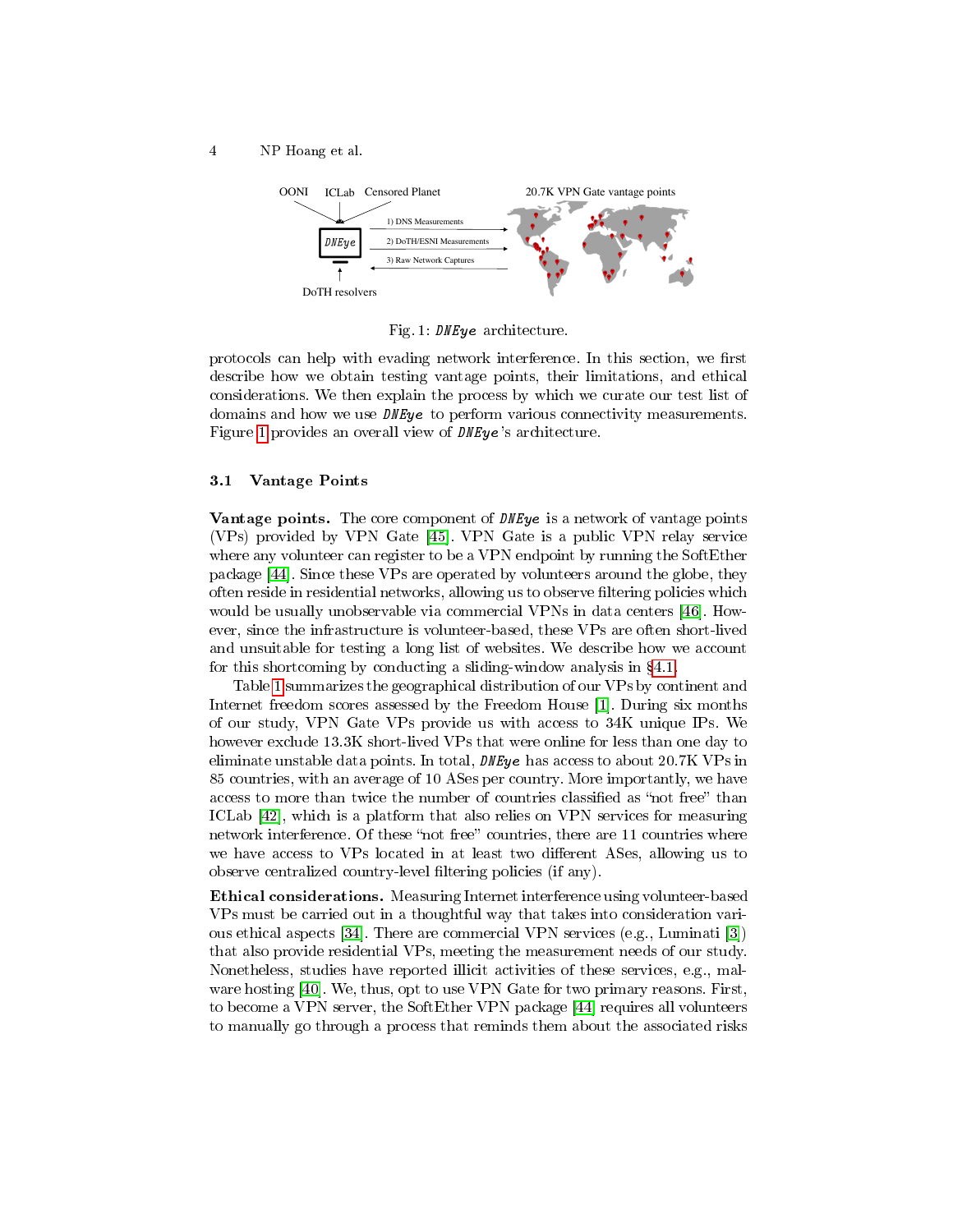Fig. 1: *DNEye* architecture.

protocols can help with evading network interference. In this section, we first describe how we obtain testing vantage points, their limitations, and ethical considerations. We then explain the process by which we curate our test list of domains and how we use *DNEye* to perform various connectivity measurements. Figure 1 provides an overall view of *DNEye*'s architecture.

### 3.1 Vantage Points

**Vantage points.** The core component of *DNEye* is a network of vantage points (VPs) provided by VPN Gate [45]. VPN Gate is a public VPN relay service where any volunteer can register to be a VPN endpoint by running the SoftEther package [44]. Since these VPs are operated by volunteers around the globe, they often reside in residential networks, allowing us to observe filtering policies which would be usually unobservable via commercial VPNs in data centers [46]. However, since the infrastructure is volunteer-based, these VPs are often short-lived and unsuitable for testing a long list of websites. We describe how we account for this shortcoming by conducting a sliding-window analysis in §4.1.

Table 1 summarizes the geographical distribution of our VPs by continent and Internet freedom scores assessed by the Freedom House [1]. During six months of our study, VPN Gate VPs provide us with access to 34K unique IPs. We however exclude 13.3K short-lived VPs that were online for less than one day to eliminate unstable data points. In total, *DNEye* has access to about 20.7K VPs in 85 countries, with an average of 10 ASes per country. More importantly, we have access to more than twice the number of countries classified as "not free" than ICLab [42], which is a platform that also relies on VPN services for measuring network interference. Of these "not free" countries, there are 11 countries where we have access to VPs located in at least two different ASes, allowing us to observe centralized country-level filtering policies (if any).

**Ethical considerations.** Measuring Internet interference using volunteer-based VPs must be carried out in a thoughtful way that takes into consideration various ethical aspects [34]. There are commercial VPN services (e.g., Luminati [3]) that also provide residential VPs, meeting the measurement needs of our study. Nonetheless, studies have reported illicit activities of these services, e.g., malware hosting [40]. We, thus, opt to use VPN Gate for two primary reasons. First, to become a VPN server, the SoftEther VPN package [44] requires all volunteers to manually go through a process that reminds them about the associated risks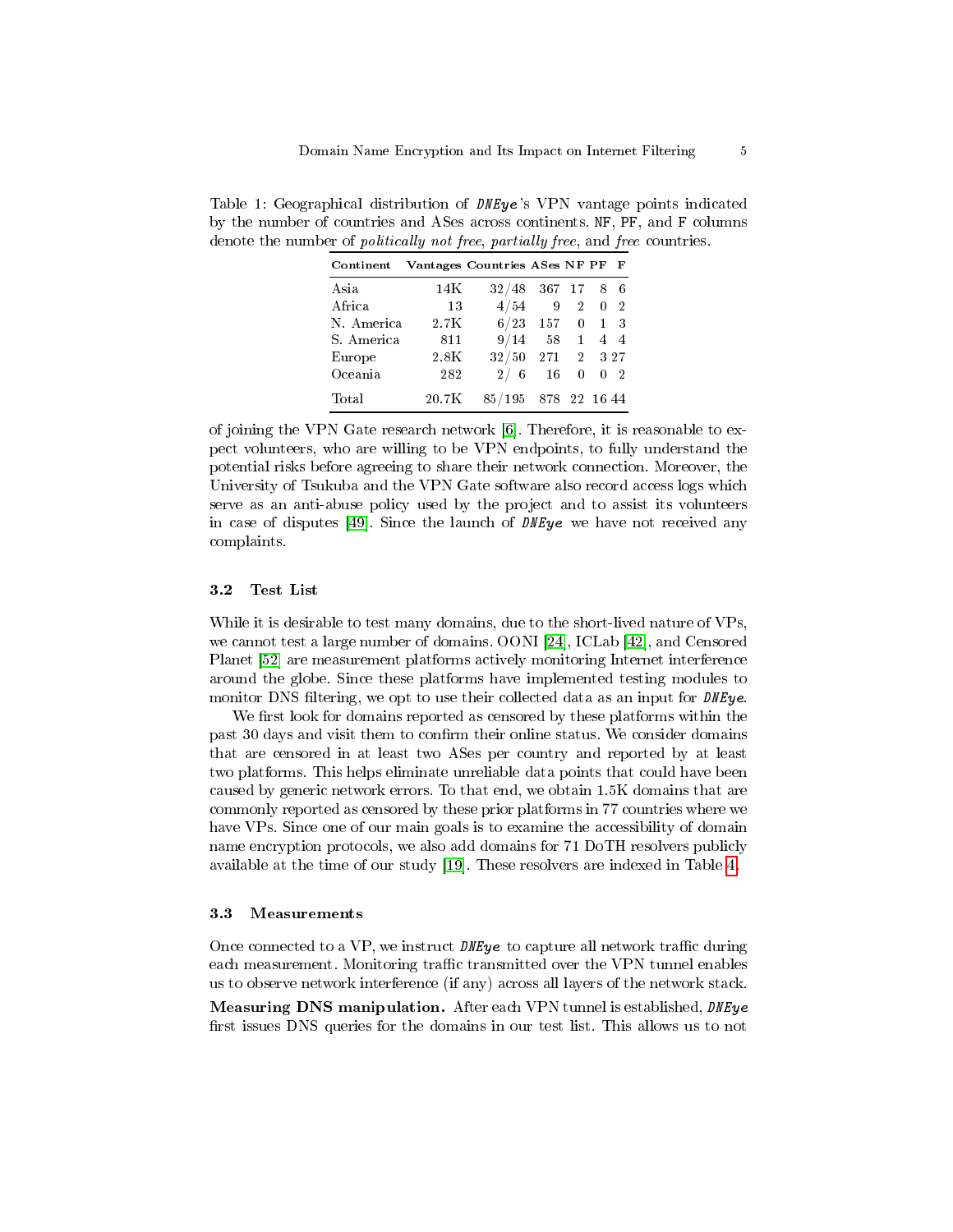Table 1: Geographical distribution of *DNEye*'s VPN vantage points indicated by the number of countries and ASes across continents. NF, PF, and F columns denote the number of *politically not free*, *partially free*, and *free* countries.

| Continent | Vantages | Countries | ASes | NF | PF | F |
|---|---|---|---|---|---|---|
| Asia | 14K | 32/48 | 367 | 17 | 8 | 6 |
| Africa | 13 | 4/54 | 9 | 2 | 0 | 2 |
| N. America | 2.7K | 6/23 | 157 | 0 | 1 | 3 |
| S. America | 811 | 9/14 | 58 | 1 | 4 | 4 |
| Europe | 2.8K | 32/50 | 271 | 2 | 3 | 27 |
| Oceania | 282 | 2/ 6 | 16 | 0 | 0 | 2 |
| Total | 20.7K | 85/195 | 878 | 22 | 16 | 44 |

of joining the VPN Gate research network [6]. Therefore, it is reasonable to expect volunteers, who are willing to be VPN endpoints, to fully understand the potential risks before agreeing to share their network connection. Moreover, the University of Tsukuba and the VPN Gate software also record access logs which serve as an anti-abuse policy used by the project and to assist its volunteers in case of disputes [49]. Since the launch of *DNEye* we have not received any complaints.

### 3.2 Test List

While it is desirable to test many domains, due to the short-lived nature of VPs, we cannot test a large number of domains. OONI [24], ICLab [42], and Censored Planet [52] are measurement platforms actively monitoring Internet interference around the globe. Since these platforms have implemented testing modules to monitor DNS filtering, we opt to use their collected data as an input for *DNEye*.

We first look for domains reported as censored by these platforms within the past 30 days and visit them to confirm their online status. We consider domains that are censored in at least two ASes per country and reported by at least two platforms. This helps eliminate unreliable data points that could have been caused by generic network errors. To that end, we obtain 1.5K domains that are commonly reported as censored by these prior platforms in 77 countries where we have VPs. Since one of our main goals is to examine the accessibility of domain name encryption protocols, we also add domains for 71 DoTH resolvers publicly available at the time of our study [19]. These resolvers are indexed in Table 4.

### 3.3 Measurements

Once connected to a VP, we instruct *DNEye* to capture all network traffic during each measurement. Monitoring traffic transmitted over the VPN tunnel enables us to observe network interference (if any) across all layers of the network stack.

**Measuring DNS manipulation.** After each VPN tunnel is established, *DNEye* first issues DNS queries for the domains in our test list. This allows us to not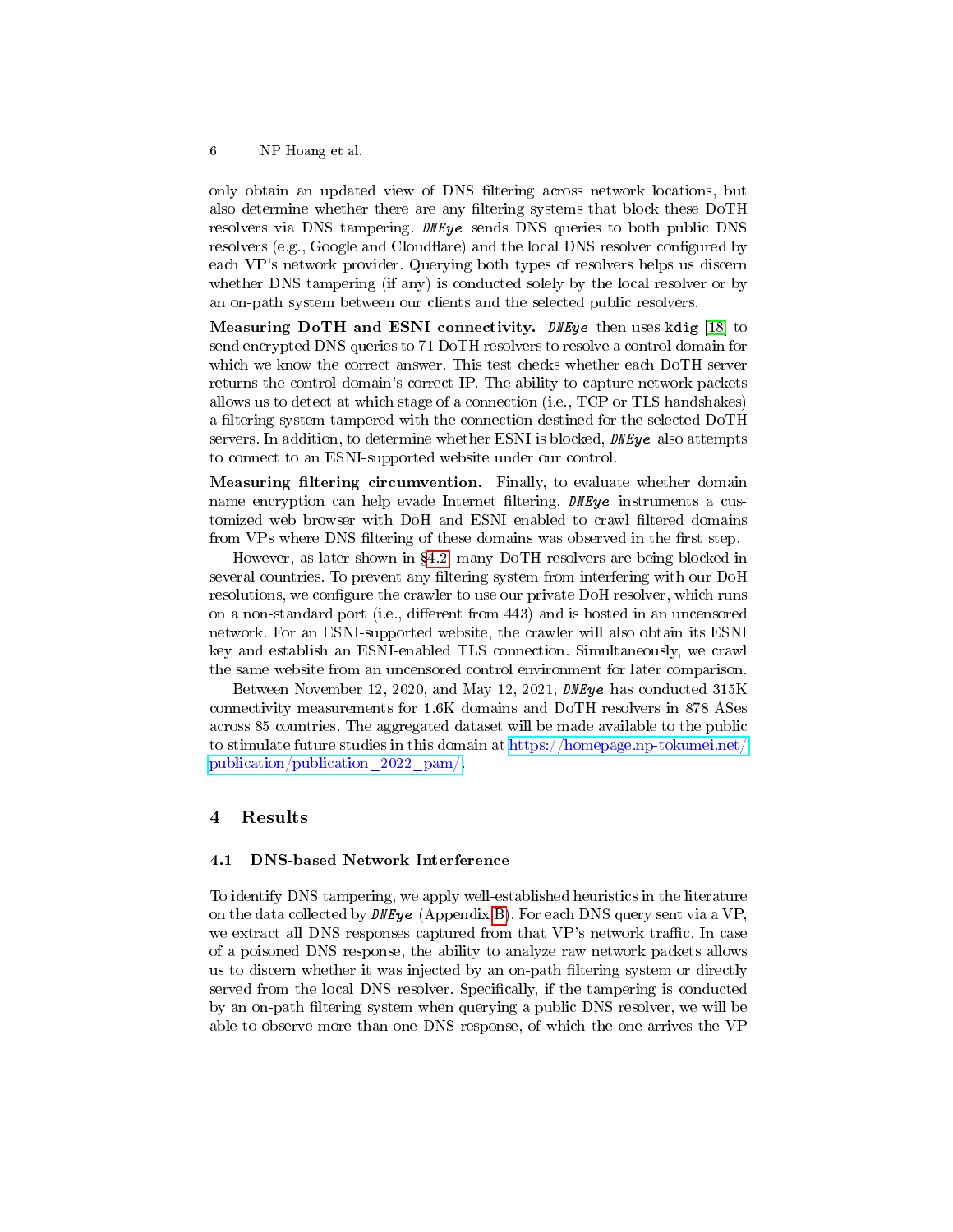only obtain an updated view of DNS filtering across network locations, but also determine whether there are any filtering systems that block these DoTH resolvers via DNS tampering. ***DNEye*** sends DNS queries to both public DNS resolvers (e.g., Google and Cloudflare) and the local DNS resolver configured by each VP's network provider. Querying both types of resolvers helps us discern whether DNS tampering (if any) is conducted solely by the local resolver or by an on-path system between our clients and the selected public resolvers.

**Measuring DoTH and ESNI connectivity.** ***DNEye*** then uses `kdig` [18] to send encrypted DNS queries to 71 DoTH resolvers to resolve a control domain for which we know the correct answer. This test checks whether each DoTH server returns the control domain's correct IP. The ability to capture network packets allows us to detect at which stage of a connection (i.e., TCP or TLS handshakes) a filtering system tampered with the connection destined for the selected DoTH servers. In addition, to determine whether ESNI is blocked, ***DNEye*** also attempts to connect to an ESNI-supported website under our control.

**Measuring filtering circumvention.** Finally, to evaluate whether domain name encryption can help evade Internet filtering, ***DNEye*** instruments a customized web browser with DoH and ESNI enabled to crawl filtered domains from VPs where DNS filtering of these domains was observed in the first step.

However, as later shown in §4.2, many DoTH resolvers are being blocked in several countries. To prevent any filtering system from interfering with our DoH resolutions, we configure the crawler to use our private DoH resolver, which runs on a non-standard port (i.e., different from 443) and is hosted in an uncensored network. For an ESNI-supported website, the crawler will also obtain its ESNI key and establish an ESNI-enabled TLS connection. Simultaneously, we crawl the same website from an uncensored control environment for later comparison.

Between November 12, 2020, and May 12, 2021, ***DNEye*** has conducted 315K connectivity measurements for 1.6K domains and DoTH resolvers in 878 ASes across 85 countries. The aggregated dataset will be made available to the public to stimulate future studies in this domain at https://homepage.np-tokumei.net/publication/publication_2022_pam/.

## 4 Results

### 4.1 DNS-based Network Interference

To identify DNS tampering, we apply well-established heuristics in the literature on the data collected by ***DNEye*** (Appendix B). For each DNS query sent via a VP, we extract all DNS responses captured from that VP's network traffic. In case of a poisoned DNS response, the ability to analyze raw network packets allows us to discern whether it was injected by an on-path filtering system or directly served from the local DNS resolver. Specifically, if the tampering is conducted by an on-path filtering system when querying a public DNS resolver, we will be able to observe more than one DNS response, of which the one arrives the VP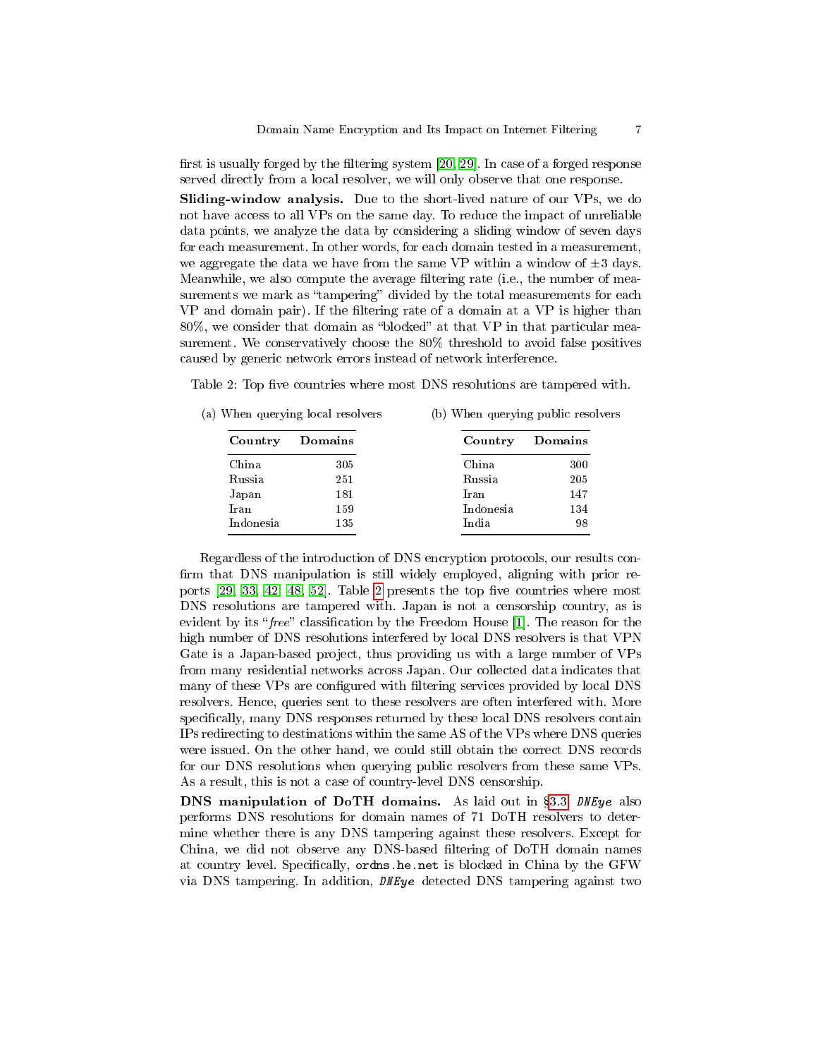first is usually forged by the filtering system [20, 29]. In case of a forged response served directly from a local resolver, we will only observe that one response.

**Sliding-window analysis.** Due to the short-lived nature of our VPs, we do not have access to all VPs on the same day. To reduce the impact of unreliable data points, we analyze the data by considering a sliding window of seven days for each measurement. In other words, for each domain tested in a measurement, we aggregate the data we have from the same VP within a window of $\pm 3$ days. Meanwhile, we also compute the average filtering rate (i.e., the number of measurements we mark as "tampering" divided by the total measurements for each VP and domain pair). If the filtering rate of a domain at a VP is higher than 80%, we consider that domain as "blocked" at that VP in that particular measurement. We conservatively choose the 80% threshold to avoid false positives caused by generic network errors instead of network interference.

Table 2: Top five countries where most DNS resolutions are tampered with.

(a) When querying local resolvers

| Country | Domains |
|---|---:|
| China | 305 |
| Russia | 251 |
| Japan | 181 |
| Iran | 159 |
| Indonesia | 135 |

(b) When querying public resolvers

| Country | Domains |
|---|---:|
| China | 300 |
| Russia | 205 |
| Iran | 147 |
| Indonesia | 134 |
| India | 98 |

Regardless of the introduction of DNS encryption protocols, our results confirm that DNS manipulation is still widely employed, aligning with prior reports [29, 33, 42, 48, 52]. Table 2 presents the top five countries where most DNS resolutions are tampered with. Japan is not a censorship country, as is evident by its "*free*" classification by the Freedom House [1]. The reason for the high number of DNS resolutions interfered by local DNS resolvers is that VPN Gate is a Japan-based project, thus providing us with a large number of VPs from many residential networks across Japan. Our collected data indicates that many of these VPs are configured with filtering services provided by local DNS resolvers. Hence, queries sent to these resolvers are often interfered with. More specifically, many DNS responses returned by these local DNS resolvers contain IPs redirecting to destinations within the same AS of the VPs where DNS queries were issued. On the other hand, we could still obtain the correct DNS records for our DNS resolutions when querying public resolvers from these same VPs. As a result, this is not a case of country-level DNS censorship.

**DNS manipulation of DoTH domains.** As laid out in §3.3, *DNEye* also performs DNS resolutions for domain names of 71 DoTH resolvers to determine whether there is any DNS tampering against these resolvers. Except for China, we did not observe any DNS-based filtering of DoTH domain names at country level. Specifically, `ordns.he.net` is blocked in China by the GFW via DNS tampering. In addition, *DNEye* detected DNS tampering against two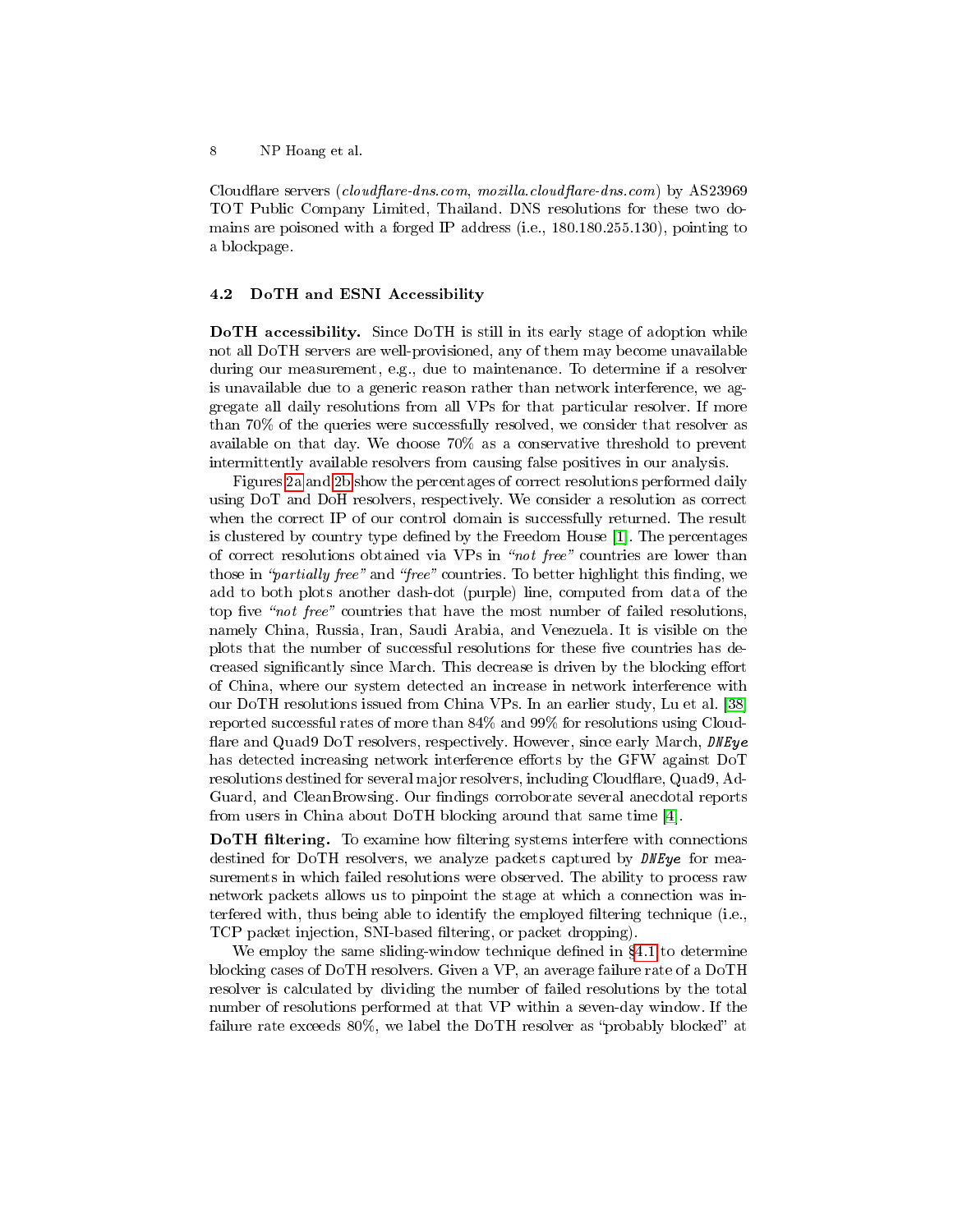Cloudflare servers (*cloudflare-dns.com*, *mozilla.cloudflare-dns.com*) by AS23969 TOT Public Company Limited, Thailand. DNS resolutions for these two domains are poisoned with a forged IP address (i.e., 180.180.255.130), pointing to a blockpage.

### 4.2 DoTH and ESNI Accessibility

**DoTH accessibility.** Since DoTH is still in its early stage of adoption while not all DoTH servers are well-provisioned, any of them may become unavailable during our measurement, e.g., due to maintenance. To determine if a resolver is unavailable due to a generic reason rather than network interference, we aggregate all daily resolutions from all VPs for that particular resolver. If more than 70% of the queries were successfully resolved, we consider that resolver as available on that day. We choose 70% as a conservative threshold to prevent intermittently available resolvers from causing false positives in our analysis.

Figures 2a and 2b show the percentages of correct resolutions performed daily using DoT and DoH resolvers, respectively. We consider a resolution as correct when the correct IP of our control domain is successfully returned. The result is clustered by country type defined by the Freedom House [1]. The percentages of correct resolutions obtained via VPs in *"not free"* countries are lower than those in *"partially free"* and *"free"* countries. To better highlight this finding, we add to both plots another dash-dot (purple) line, computed from data of the top five *"not free"* countries that have the most number of failed resolutions, namely China, Russia, Iran, Saudi Arabia, and Venezuela. It is visible on the plots that the number of successful resolutions for these five countries has decreased significantly since March. This decrease is driven by the blocking effort of China, where our system detected an increase in network interference with our DoTH resolutions issued from China VPs. In an earlier study, Lu et al. [38] reported successful rates of more than 84% and 99% for resolutions using Cloudflare and Quad9 DoT resolvers, respectively. However, since early March, ***DNEye*** has detected increasing network interference efforts by the GFW against DoT resolutions destined for several major resolvers, including Cloudflare, Quad9, AdGuard, and CleanBrowsing. Our findings corroborate several anecdotal reports from users in China about DoTH blocking around that same time [4].

**DoTH filtering.** To examine how filtering systems interfere with connections destined for DoTH resolvers, we analyze packets captured by ***DNEye*** for measurements in which failed resolutions were observed. The ability to process raw network packets allows us to pinpoint the stage at which a connection was interfered with, thus being able to identify the employed filtering technique (i.e., TCP packet injection, SNI-based filtering, or packet dropping).

We employ the same sliding-window technique defined in §4.1 to determine blocking cases of DoTH resolvers. Given a VP, an average failure rate of a DoTH resolver is calculated by dividing the number of failed resolutions by the total number of resolutions performed at that VP within a seven-day window. If the failure rate exceeds 80%, we label the DoTH resolver as "probably blocked" at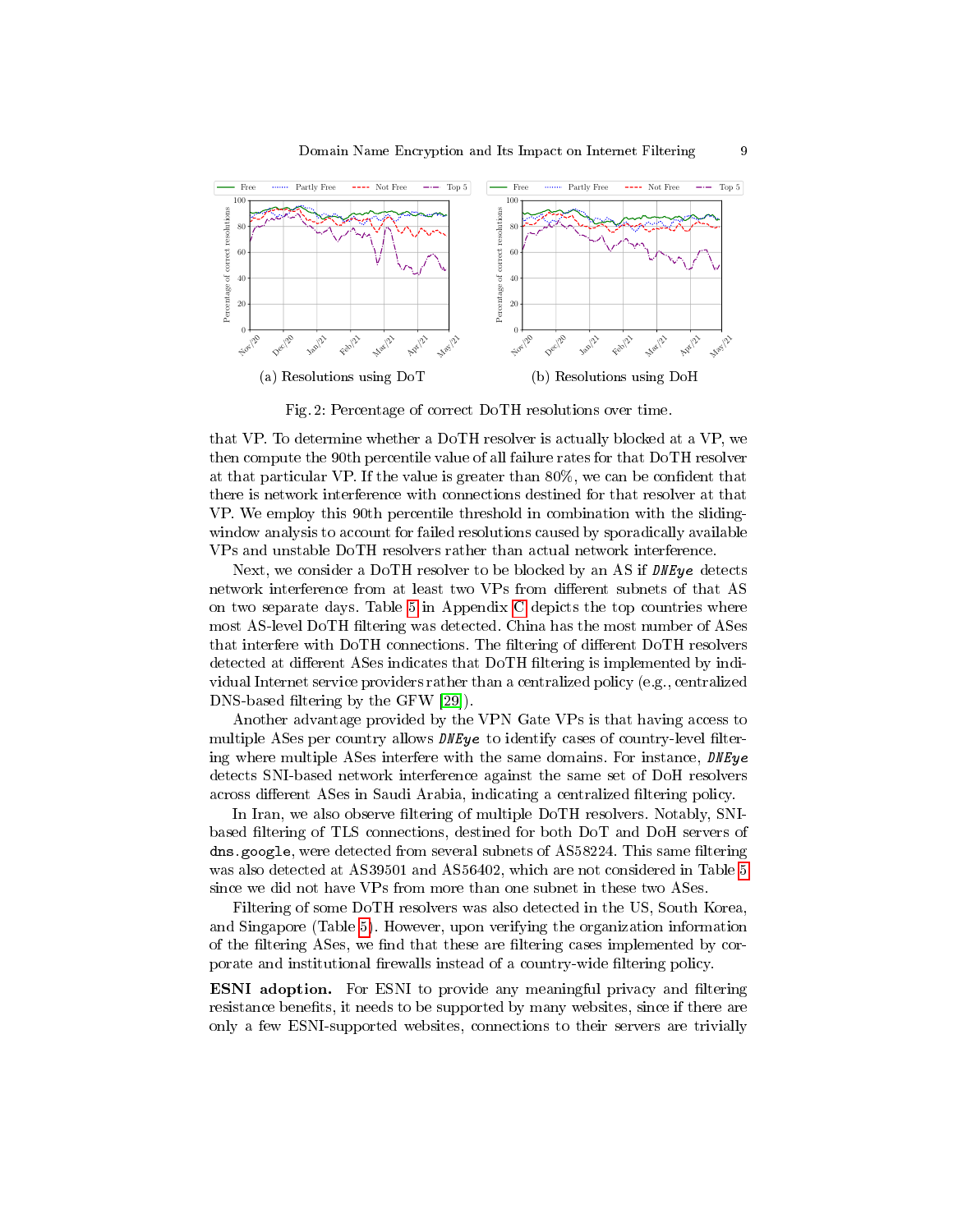(a) Resolutions using DoT

(b) Resolutions using DoH

Fig. 2: Percentage of correct DoTH resolutions over time.

that VP. To determine whether a DoTH resolver is actually blocked at a VP, we then compute the 90th percentile value of all failure rates for that DoTH resolver at that particular VP. If the value is greater than 80%, we can be confident that there is network interference with connections destined for that resolver at that VP. We employ this 90th percentile threshold in combination with the sliding-window analysis to account for failed resolutions caused by sporadically available VPs and unstable DoTH resolvers rather than actual network interference.

Next, we consider a DoTH resolver to be blocked by an AS if *DNEye* detects network interference from at least two VPs from different subnets of that AS on two separate days. Table 5 in Appendix C depicts the top countries where most AS-level DoTH filtering was detected. China has the most number of ASes that interfere with DoTH connections. The filtering of different DoTH resolvers detected at different ASes indicates that DoTH filtering is implemented by individual Internet service providers rather than a centralized policy (e.g., centralized DNS-based filtering by the GFW [29]).

Another advantage provided by the VPN Gate VPs is that having access to multiple ASes per country allows *DNEye* to identify cases of country-level filtering where multiple ASes interfere with the same domains. For instance, *DNEye* detects SNI-based network interference against the same set of DoH resolvers across different ASes in Saudi Arabia, indicating a centralized filtering policy.

In Iran, we also observe filtering of multiple DoTH resolvers. Notably, SNI-based filtering of TLS connections, destined for both DoT and DoH servers of `dns.google`, were detected from several subnets of AS58224. This same filtering was also detected at AS39501 and AS56402, which are not considered in Table 5 since we did not have VPs from more than one subnet in these two ASes.

Filtering of some DoTH resolvers was also detected in the US, South Korea, and Singapore (Table 5). However, upon verifying the organization information of the filtering ASes, we find that these are filtering cases implemented by corporate and institutional firewalls instead of a country-wide filtering policy.

**ESNI adoption.** For ESNI to provide any meaningful privacy and filtering resistance benefits, it needs to be supported by many websites, since if there are only a few ESNI-supported websites, connections to their servers are trivially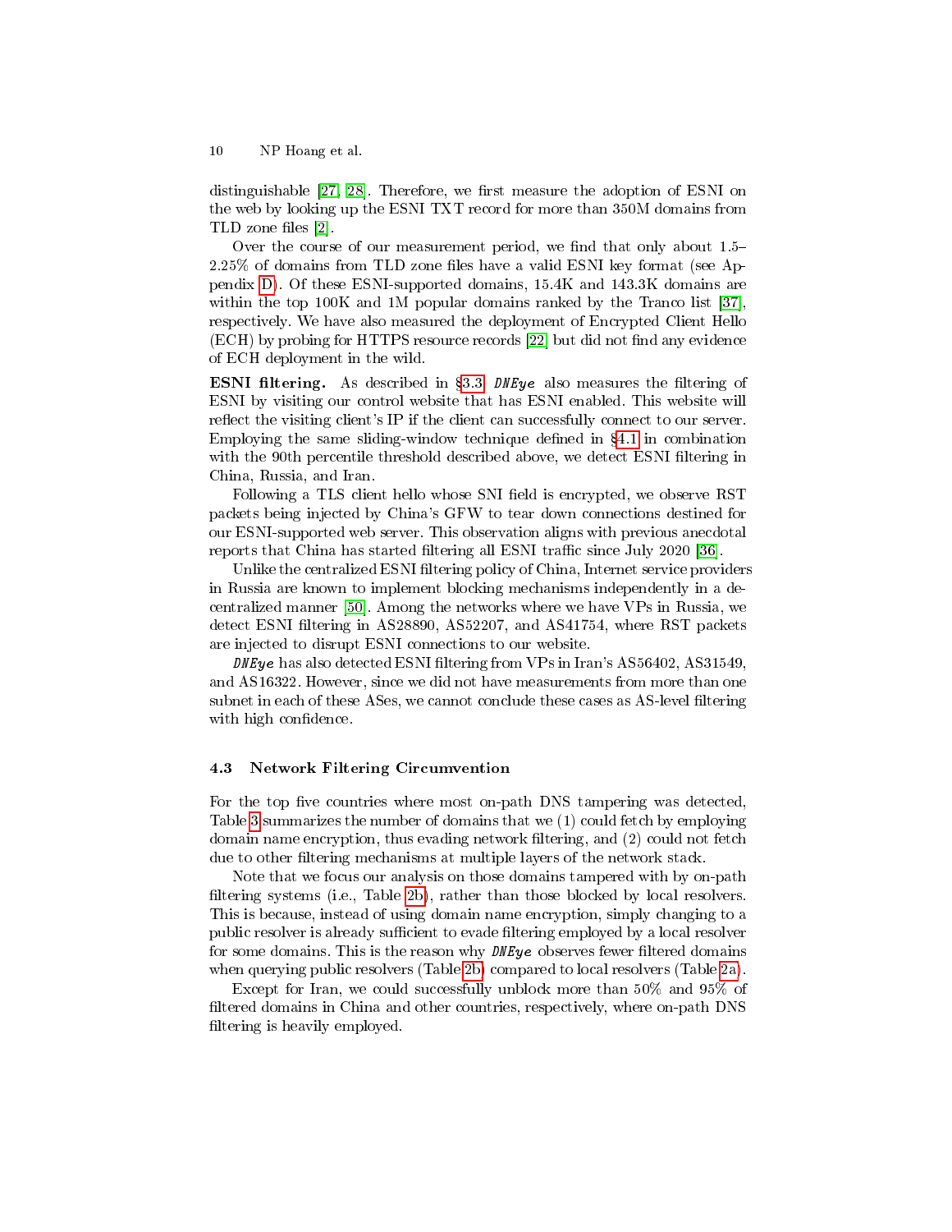distinguishable [27, 28]. Therefore, we first measure the adoption of ESNI on the web by looking up the ESNI TXT record for more than 350M domains from TLD zone files [2].

Over the course of our measurement period, we find that only about 1.5–2.25% of domains from TLD zone files have a valid ESNI key format (see Appendix D). Of these ESNI-supported domains, 15.4K and 143.3K domains are within the top 100K and 1M popular domains ranked by the Tranco list [37], respectively. We have also measured the deployment of Encrypted Client Hello (ECH) by probing for HTTPS resource records [22] but did not find any evidence of ECH deployment in the wild.

**ESNI filtering.** As described in §3.3, *DNEye* also measures the filtering of ESNI by visiting our control website that has ESNI enabled. This website will reflect the visiting client's IP if the client can successfully connect to our server. Employing the same sliding-window technique defined in §4.1 in combination with the 90th percentile threshold described above, we detect ESNI filtering in China, Russia, and Iran.

Following a TLS client hello whose SNI field is encrypted, we observe RST packets being injected by China's GFW to tear down connections destined for our ESNI-supported web server. This observation aligns with previous anecdotal reports that China has started filtering all ESNI traffic since July 2020 [36].

Unlike the centralized ESNI filtering policy of China, Internet service providers in Russia are known to implement blocking mechanisms independently in a decentralized manner [50]. Among the networks where we have VPs in Russia, we detect ESNI filtering in AS28890, AS52207, and AS41754, where RST packets are injected to disrupt ESNI connections to our website.

*DNEye* has also detected ESNI filtering from VPs in Iran's AS56402, AS31549, and AS16322. However, since we did not have measurements from more than one subnet in each of these ASes, we cannot conclude these cases as AS-level filtering with high confidence.

### 4.3 Network Filtering Circumvention

For the top five countries where most on-path DNS tampering was detected, Table 3 summarizes the number of domains that we (1) could fetch by employing domain name encryption, thus evading network filtering, and (2) could not fetch due to other filtering mechanisms at multiple layers of the network stack.

Note that we focus our analysis on those domains tampered with by on-path filtering systems (i.e., Table 2b), rather than those blocked by local resolvers. This is because, instead of using domain name encryption, simply changing to a public resolver is already sufficient to evade filtering employed by a local resolver for some domains. This is the reason why *DNEye* observes fewer filtered domains when querying public resolvers (Table 2b) compared to local resolvers (Table 2a).

Except for Iran, we could successfully unblock more than 50% and 95% of filtered domains in China and other countries, respectively, where on-path DNS filtering is heavily employed.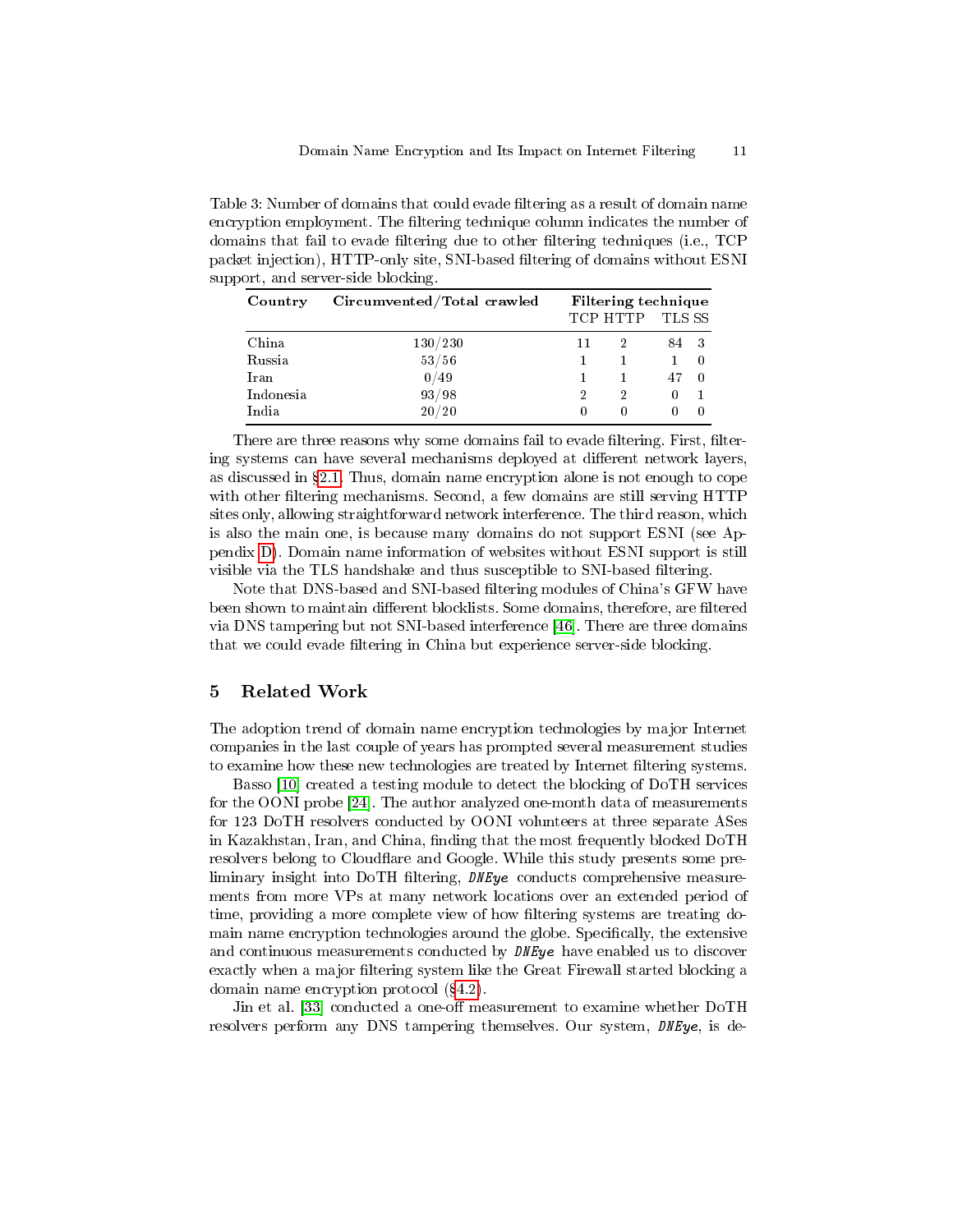Table 3: Number of domains that could evade filtering as a result of domain name encryption employment. The filtering technique column indicates the number of domains that fail to evade filtering due to other filtering techniques (i.e., TCP packet injection), HTTP-only site, SNI-based filtering of domains without ESNI support, and server-side blocking.

| Country | Circumvented/Total crawled | Filtering technique | | | |
|---|---|---|---|---|---|
| | | TCP | HTTP | TLS | SS |
| China | 130/230 | 11 | 2 | 84 | 3 |
| Russia | 53/56 | 1 | 1 | 1 | 0 |
| Iran | 0/49 | 1 | 1 | 47 | 0 |
| Indonesia | 93/98 | 2 | 2 | 0 | 1 |
| India | 20/20 | 0 | 0 | 0 | 0 |

There are three reasons why some domains fail to evade filtering. First, filtering systems can have several mechanisms deployed at different network layers, as discussed in §2.1. Thus, domain name encryption alone is not enough to cope with other filtering mechanisms. Second, a few domains are still serving HTTP sites only, allowing straightforward network interference. The third reason, which is also the main one, is because many domains do not support ESNI (see Appendix D). Domain name information of websites without ESNI support is still visible via the TLS handshake and thus susceptible to SNI-based filtering.

Note that DNS-based and SNI-based filtering modules of China's GFW have been shown to maintain different blocklists. Some domains, therefore, are filtered via DNS tampering but not SNI-based interference [46]. There are three domains that we could evade filtering in China but experience server-side blocking.

## 5 Related Work

The adoption trend of domain name encryption technologies by major Internet companies in the last couple of years has prompted several measurement studies to examine how these new technologies are treated by Internet filtering systems.

Basso [10] created a testing module to detect the blocking of DoTH services for the OONI probe [24]. The author analyzed one-month data of measurements for 123 DoTH resolvers conducted by OONI volunteers at three separate ASes in Kazakhstan, Iran, and China, finding that the most frequently blocked DoTH resolvers belong to Cloudflare and Google. While this study presents some preliminary insight into DoTH filtering, *DNEye* conducts comprehensive measurements from more VPs at many network locations over an extended period of time, providing a more complete view of how filtering systems are treating domain name encryption technologies around the globe. Specifically, the extensive and continuous measurements conducted by *DNEye* have enabled us to discover exactly when a major filtering system like the Great Firewall started blocking a domain name encryption protocol (§4.2).

Jin et al. [33] conducted a one-off measurement to examine whether DoTH resolvers perform any DNS tampering themselves. Our system, *DNEye*, is de-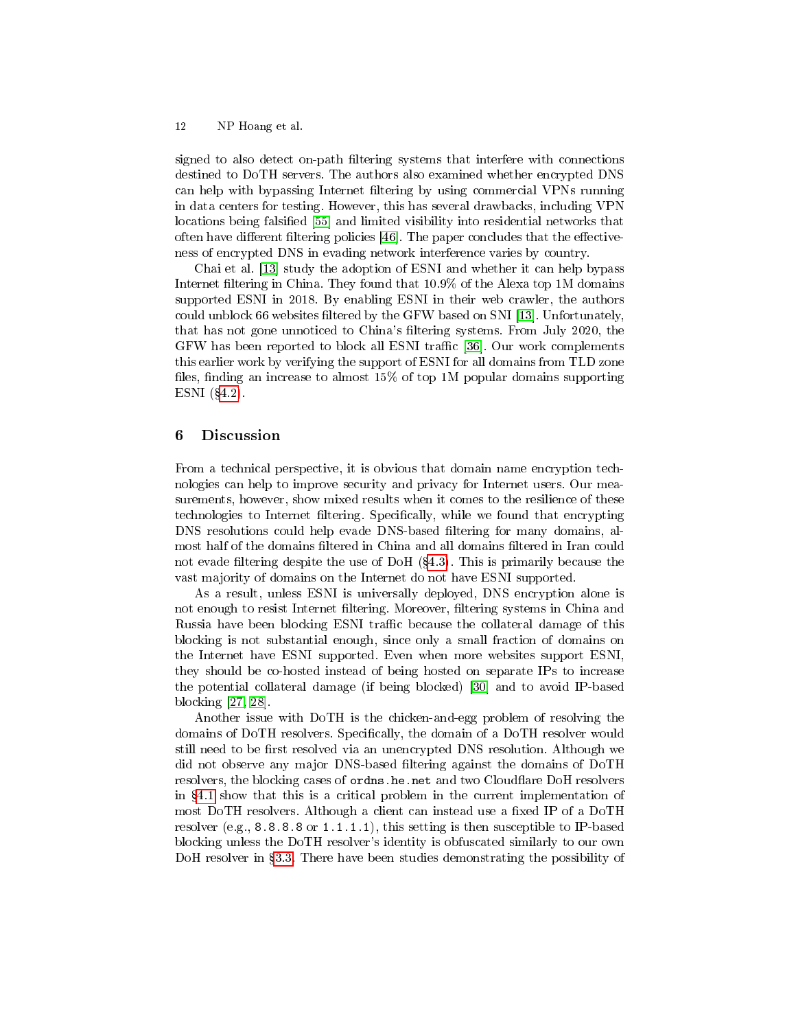signed to also detect on-path filtering systems that interfere with connections destined to DoTH servers. The authors also examined whether encrypted DNS can help with bypassing Internet filtering by using commercial VPNs running in data centers for testing. However, this has several drawbacks, including VPN locations being falsified [55] and limited visibility into residential networks that often have different filtering policies [46]. The paper concludes that the effectiveness of encrypted DNS in evading network interference varies by country.

Chai et al. [13] study the adoption of ESNI and whether it can help bypass Internet filtering in China. They found that 10.9% of the Alexa top 1M domains supported ESNI in 2018. By enabling ESNI in their web crawler, the authors could unblock 66 websites filtered by the GFW based on SNI [13]. Unfortunately, that has not gone unnoticed to China's filtering systems. From July 2020, the GFW has been reported to block all ESNI traffic [36]. Our work complements this earlier work by verifying the support of ESNI for all domains from TLD zone files, finding an increase to almost 15% of top 1M popular domains supporting ESNI (§4.2).

## 6 Discussion

From a technical perspective, it is obvious that domain name encryption technologies can help to improve security and privacy for Internet users. Our measurements, however, show mixed results when it comes to the resilience of these technologies to Internet filtering. Specifically, while we found that encrypting DNS resolutions could help evade DNS-based filtering for many domains, almost half of the domains filtered in China and all domains filtered in Iran could not evade filtering despite the use of DoH (§4.3). This is primarily because the vast majority of domains on the Internet do not have ESNI supported.

As a result, unless ESNI is universally deployed, DNS encryption alone is not enough to resist Internet filtering. Moreover, filtering systems in China and Russia have been blocking ESNI traffic because the collateral damage of this blocking is not substantial enough, since only a small fraction of domains on the Internet have ESNI supported. Even when more websites support ESNI, they should be co-hosted instead of being hosted on separate IPs to increase the potential collateral damage (if being blocked) [30] and to avoid IP-based blocking [27, 28].

Another issue with DoTH is the chicken-and-egg problem of resolving the domains of DoTH resolvers. Specifically, the domain of a DoTH resolver would still need to be first resolved via an unencrypted DNS resolution. Although we did not observe any major DNS-based filtering against the domains of DoTH resolvers, the blocking cases of `ordns.he.net` and two Cloudflare DoH resolvers in §4.1 show that this is a critical problem in the current implementation of most DoTH resolvers. Although a client can instead use a fixed IP of a DoTH resolver (e.g., `8.8.8.8` or `1.1.1.1`), this setting is then susceptible to IP-based blocking unless the DoTH resolver's identity is obfuscated similarly to our own DoH resolver in §3.3. There have been studies demonstrating the possibility of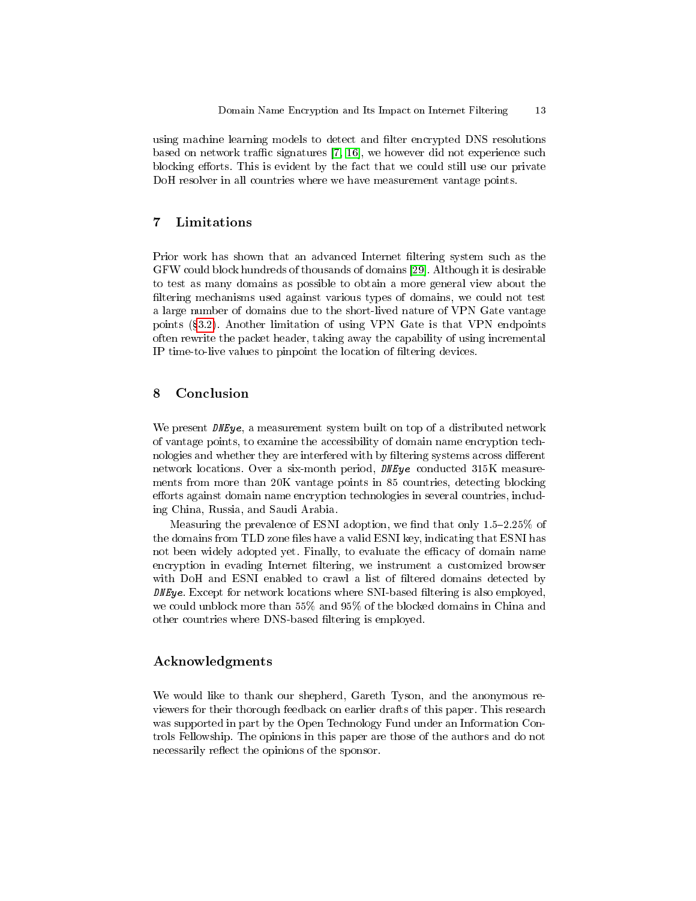using machine learning models to detect and filter encrypted DNS resolutions based on network traffic signatures [7, 16], we however did not experience such blocking efforts. This is evident by the fact that we could still use our private DoH resolver in all countries where we have measurement vantage points.

## 7 Limitations

Prior work has shown that an advanced Internet filtering system such as the GFW could block hundreds of thousands of domains [29]. Although it is desirable to test as many domains as possible to obtain a more general view about the filtering mechanisms used against various types of domains, we could not test a large number of domains due to the short-lived nature of VPN Gate vantage points (§3.2). Another limitation of using VPN Gate is that VPN endpoints often rewrite the packet header, taking away the capability of using incremental IP time-to-live values to pinpoint the location of filtering devices.

## 8 Conclusion

We present *DNEye*, a measurement system built on top of a distributed network of vantage points, to examine the accessibility of domain name encryption technologies and whether they are interfered with by filtering systems across different network locations. Over a six-month period, *DNEye* conducted 315K measurements from more than 20K vantage points in 85 countries, detecting blocking efforts against domain name encryption technologies in several countries, including China, Russia, and Saudi Arabia.

Measuring the prevalence of ESNI adoption, we find that only 1.5–2.25% of the domains from TLD zone files have a valid ESNI key, indicating that ESNI has not been widely adopted yet. Finally, to evaluate the efficacy of domain name encryption in evading Internet filtering, we instrument a customized browser with DoH and ESNI enabled to crawl a list of filtered domains detected by *DNEye*. Except for network locations where SNI-based filtering is also employed, we could unblock more than 55% and 95% of the blocked domains in China and other countries where DNS-based filtering is employed.

## Acknowledgments

We would like to thank our shepherd, Gareth Tyson, and the anonymous reviewers for their thorough feedback on earlier drafts of this paper. This research was supported in part by the Open Technology Fund under an Information Controls Fellowship. The opinions in this paper are those of the authors and do not necessarily reflect the opinions of the sponsor.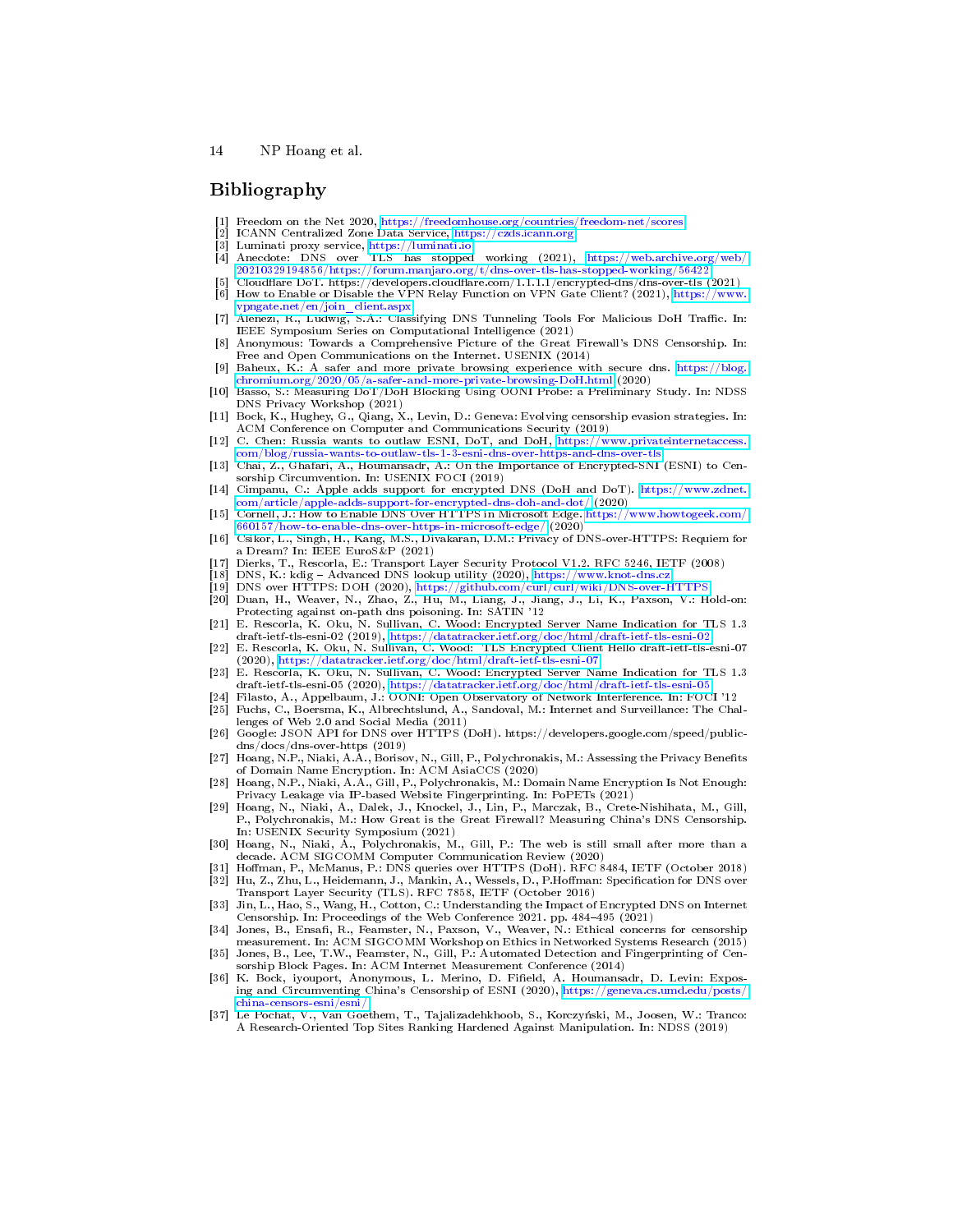## Bibliography

[1] Freedom on the Net 2020, https://freedomhouse.org/countries/freedom-net/scores
[2] ICANN Centralized Zone Data Service, https://czds.icann.org
[3] Luminati proxy service, https://luminati.io
[4] Anecdote: DNS over TLS has stopped working (2021), https://web.archive.org/web/20210329194856/https://forum.manjaro.org/t/dns-over-tls-has-stopped-working/56422
[5] Cloudflare DoT. https://developers.cloudflare.com/1.1.1.1/encrypted-dns/dns-over-tls (2021)
[6] How to Enable or Disable the VPN Relay Function on VPN Gate Client? (2021), https://www.vpngate.net/en/join_client.aspx
[7] Alenezi, R., Ludwig, S.A.: Classifying DNS Tunneling Tools For Malicious DoH Traffic. In: IEEE Symposium Series on Computational Intelligence (2021)
[8] Anonymous: Towards a Comprehensive Picture of the Great Firewall's DNS Censorship. In: Free and Open Communications on the Internet. USENIX (2014)
[9] Baheux, K.: A safer and more private browsing experience with secure dns. https://blog.chromium.org/2020/05/a-safer-and-more-private-browsing-DoH.html (2020)
[10] Basso, S.: Measuring DoT/DoH Blocking Using OONI Probe: a Preliminary Study. In: NDSS DNS Privacy Workshop (2021)
[11] Bock, K., Hughey, G., Qiang, X., Levin, D.: Geneva: Evolving censorship evasion strategies. In: ACM Conference on Computer and Communications Security (2019)
[12] C. Chen: Russia wants to outlaw ESNI, DoT, and DoH, https://www.privateinternetaccess.com/blog/russia-wants-to-outlaw-tls-1-3-esni-dns-over-https-and-dns-over-tls
[13] Chai, Z., Ghafari, A., Houmansadr, A.: On the Importance of Encrypted-SNI (ESNI) to Censorship Circumvention. In: USENIX FOCI (2019)
[14] Cimpanu, C.: Apple adds support for encrypted DNS (DoH and DoT). https://www.zdnet.com/article/apple-adds-support-for-encrypted-dns-doh-and-dot/ (2020)
[15] Cornell, J.: How to Enable DNS Over HTTPS in Microsoft Edge. https://www.howtogeek.com/660157/how-to-enable-dns-over-https-in-microsoft-edge/ (2020)
[16] Csikor, L., Singh, H., Kang, M.S., Divakaran, D.M.: Privacy of DNS-over-HTTPS: Requiem for a Dream? In: IEEE EuroS&P (2021)
[17] Dierks, T., Rescorla, E.: Transport Layer Security Protocol V1.2. RFC 5246, IETF (2008)
[18] DNS, K.: kdig – Advanced DNS lookup utility (2020), https://www.knot-dns.cz
[19] DNS over HTTPS: DOH (2020), https://github.com/curl/curl/wiki/DNS-over-HTTPS
[20] Duan, H., Weaver, N., Zhao, Z., Hu, M., Liang, J., Jiang, J., Li, K., Paxson, V.: Hold-on: Protecting against on-path dns poisoning. In: SATIN '12
[21] E. Rescorla, K. Oku, N. Sullivan, C. Wood: Encrypted Server Name Indication for TLS 1.3 draft-ietf-tls-esni-02 (2019), https://datatracker.ietf.org/doc/html/draft-ietf-tls-esni-02
[22] E. Rescorla, K. Oku, N. Sullivan, C. Wood: TLS Encrypted Client Hello draft-ietf-tls-esni-07 (2020), https://datatracker.ietf.org/doc/html/draft-ietf-tls-esni-07
[23] E. Rescorla, K. Oku, N. Sullivan, C. Wood: Encrypted Server Name Indication for TLS 1.3 draft-ietf-tls-esni-05 (2020), https://datatracker.ietf.org/doc/html/draft-ietf-tls-esni-05
[24] Filasto, A., Appelbaum, J.: OONI: Open Observatory of Network Interference. In: FOCI '12
[25] Fuchs, C., Boersma, K., Albrechtslund, A., Sandoval, M.: Internet and Surveillance: The Challenges of Web 2.0 and Social Media (2011)
[26] Google: JSON API for DNS over HTTPS (DoH). https://developers.google.com/speed/public-dns/docs/dns-over-https (2019)
[27] Hoang, N.P., Niaki, A.A., Borisov, N., Gill, P., Polychronakis, M.: Assessing the Privacy Benefits of Domain Name Encryption. In: ACM AsiaCCS (2020)
[28] Hoang, N.P., Niaki, A.A., Gill, P., Polychronakis, M.: Domain Name Encryption Is Not Enough: Privacy Leakage via IP-based Website Fingerprinting. In: PoPETs (2021)
[29] Hoang, N., Niaki, A., Dalek, J., Knockel, J., Lin, P., Marczak, B., Crete-Nishihata, M., Gill, P., Polychronakis, M.: How Great is the Great Firewall? Measuring China's DNS Censorship. In: USENIX Security Symposium (2021)
[30] Hoang, N., Niaki, A., Polychronakis, M., Gill, P.: The web is still small after more than a decade. ACM SIGCOMM Computer Communication Review (2020)
[31] Hoffman, P., McManus, P.: DNS queries over HTTPS (DoH). RFC 8484, IETF (October 2018)
[32] Hu, Z., Zhu, L., Heidemann, J., Mankin, A., Wessels, D., P.Hoffman: Specification for DNS over Transport Layer Security (TLS). RFC 7858, IETF (October 2016)
[33] Jin, L., Hao, S., Wang, H., Cotton, C.: Understanding the Impact of Encrypted DNS on Internet Censorship. In: Proceedings of the Web Conference 2021. pp. 484–495 (2021)
[34] Jones, B., Ensafi, R., Feamster, N., Paxson, V., Weaver, N.: Ethical concerns for censorship measurement. In: ACM SIGCOMM Workshop on Ethics in Networked Systems Research (2015)
[35] Jones, B., Lee, T.W., Feamster, N., Gill, P.: Automated Detection and Fingerprinting of Censorship Block Pages. In: ACM Internet Measurement Conference (2014)
[36] K. Bock, iyouport, Anonymous, L. Merino, D. Fifield, A. Houmansadr, D. Levin: Exposing and Circumventing China's Censorship of ESNI (2020), https://geneva.cs.umd.edu/posts/china-censors-esni/esni/
[37] Le Pochat, V., Van Goethem, T., Tajalizadehkhoob, S., Korczyński, M., Joosen, W.: Tranco: A Research-Oriented Top Sites Ranking Hardened Against Manipulation. In: NDSS (2019)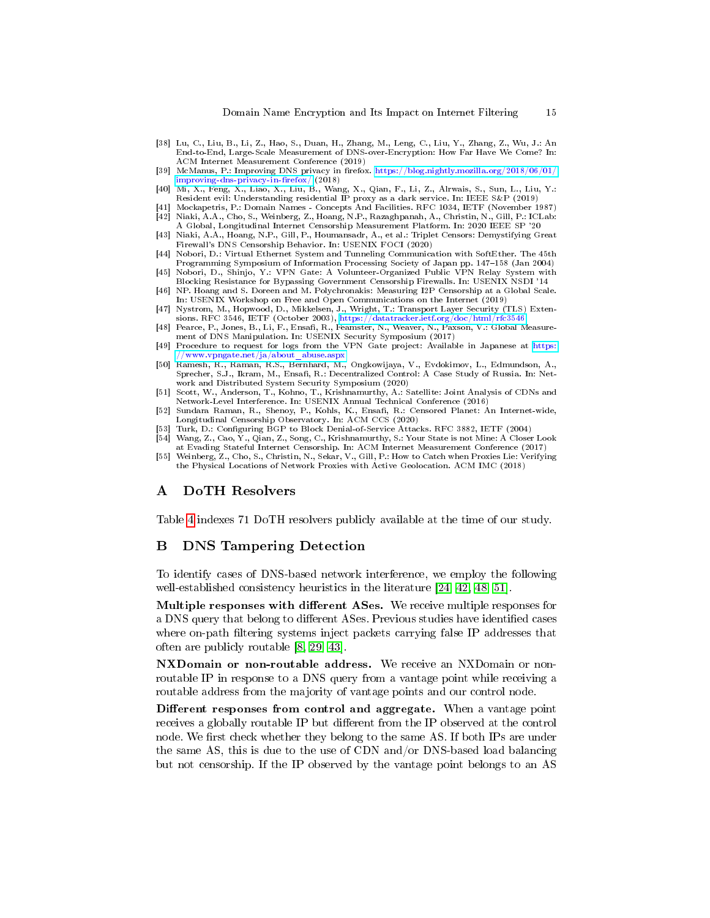[38] Lu, C., Liu, B., Li, Z., Hao, S., Duan, H., Zhang, M., Leng, C., Liu, Y., Zhang, Z., Wu, J.: An End-to-End, Large-Scale Measurement of DNS-over-Encryption: How Far Have We Come? In: ACM Internet Measurement Conference (2019)

[39] McManus, P.: Improving DNS privacy in firefox. https://blog.nightly.mozilla.org/2018/06/01/improving-dns-privacy-in-firefox/ (2018)

[40] Mi, X., Feng, X., Liao, X., Liu, B., Wang, X., Qian, F., Li, Z., Alrwais, S., Sun, L., Liu, Y.: Resident evil: Understanding residential IP proxy as a dark service. In: IEEE S&P (2019)

[41] Mockapetris, P.: Domain Names - Concepts And Facilities. RFC 1034, IETF (November 1987)

[42] Niaki, A.A., Cho, S., Weinberg, Z., Hoang, N.P., Razaghpanah, A., Christin, N., Gill, P.: ICLab: A Global, Longitudinal Internet Censorship Measurement Platform. In: 2020 IEEE SP '20

[43] Niaki, A.A., Hoang, N.P., Gill, P., Houmansadr, A., et al.: Triplet Censors: Demystifying Great Firewall's DNS Censorship Behavior. In: USENIX FOCI (2020)

[44] Nobori, D.: Virtual Ethernet System and Tunneling Communication with SoftEther. The 45th Programming Symposium of Information Processing Society of Japan pp. 147–158 (Jan 2004)

[45] Nobori, D., Shinjo, Y.: VPN Gate: A Volunteer-Organized Public VPN Relay System with Blocking Resistance for Bypassing Government Censorship Firewalls. In: USENIX NSDI '14

[46] NP. Hoang and S. Doreen and M. Polychronakis: Measuring I2P Censorship at a Global Scale. In: USENIX Workshop on Free and Open Communications on the Internet (2019)

[47] Nystrom, M., Hopwood, D., Mikkelsen, J., Wright, T.: Transport Layer Security (TLS) Extensions. RFC 3546, IETF (October 2003), https://datatracker.ietf.org/doc/html/rfc3546

[48] Pearce, P., Jones, B., Li, F., Ensafi, R., Feamster, N., Weaver, N., Paxson, V.: Global Measurement of DNS Manipulation. In: USENIX Security Symposium (2017)

[49] Procedure to request for logs from the VPN Gate project: Available in Japanese at https://www.vpngate.net/ja/about_abuse.aspx

[50] Ramesh, R., Raman, R.S., Bernhard, M., Ongkowijaya, V., Evdokimov, L., Edmundson, A., Sprecher, S.J., Ikram, M., Ensafi, R.: Decentralized Control: A Case Study of Russia. In: Network and Distributed System Security Symposium (2020)

[51] Scott, W., Anderson, T., Kohno, T., Krishnamurthy, A.: Satellite: Joint Analysis of CDNs and Network-Level Interference. In: USENIX Annual Technical Conference (2016)

[52] Sundara Raman, R., Shenoy, P., Kohls, K., Ensafi, R.: Censored Planet: An Internet-wide, Longitudinal Censorship Observatory. In: ACM CCS (2020)

[53] Turk, D.: Configuring BGP to Block Denial-of-Service Attacks. RFC 3882, IETF (2004)

[54] Wang, Z., Cao, Y., Qian, Z., Song, C., Krishnamurthy, S.: Your State is not Mine: A Closer Look at Evading Stateful Internet Censorship. In: ACM Internet Measurement Conference (2017)

[55] Weinberg, Z., Cho, S., Christin, N., Sekar, V., Gill, P.: How to Catch when Proxies Lie: Verifying the Physical Locations of Network Proxies with Active Geolocation. ACM IMC (2018)

## A DoTH Resolvers

Table 4 indexes 71 DoTH resolvers publicly available at the time of our study.

## B DNS Tampering Detection

To identify cases of DNS-based network interference, we employ the following well-established consistency heuristics in the literature [24, 42, 48, 51].

**Multiple responses with different ASes.** We receive multiple responses for a DNS query that belong to different ASes. Previous studies have identified cases where on-path filtering systems inject packets carrying false IP addresses that often are publicly routable [8, 29, 43].

**NXDomain or non-routable address.** We receive an NXDomain or non-routable IP in response to a DNS query from a vantage point while receiving a routable address from the majority of vantage points and our control node.

**Different responses from control and aggregate.** When a vantage point receives a globally routable IP but different from the IP observed at the control node. We first check whether they belong to the same AS. If both IPs are under the same AS, this is due to the use of CDN and/or DNS-based load balancing but not censorship. If the IP observed by the vantage point belongs to an AS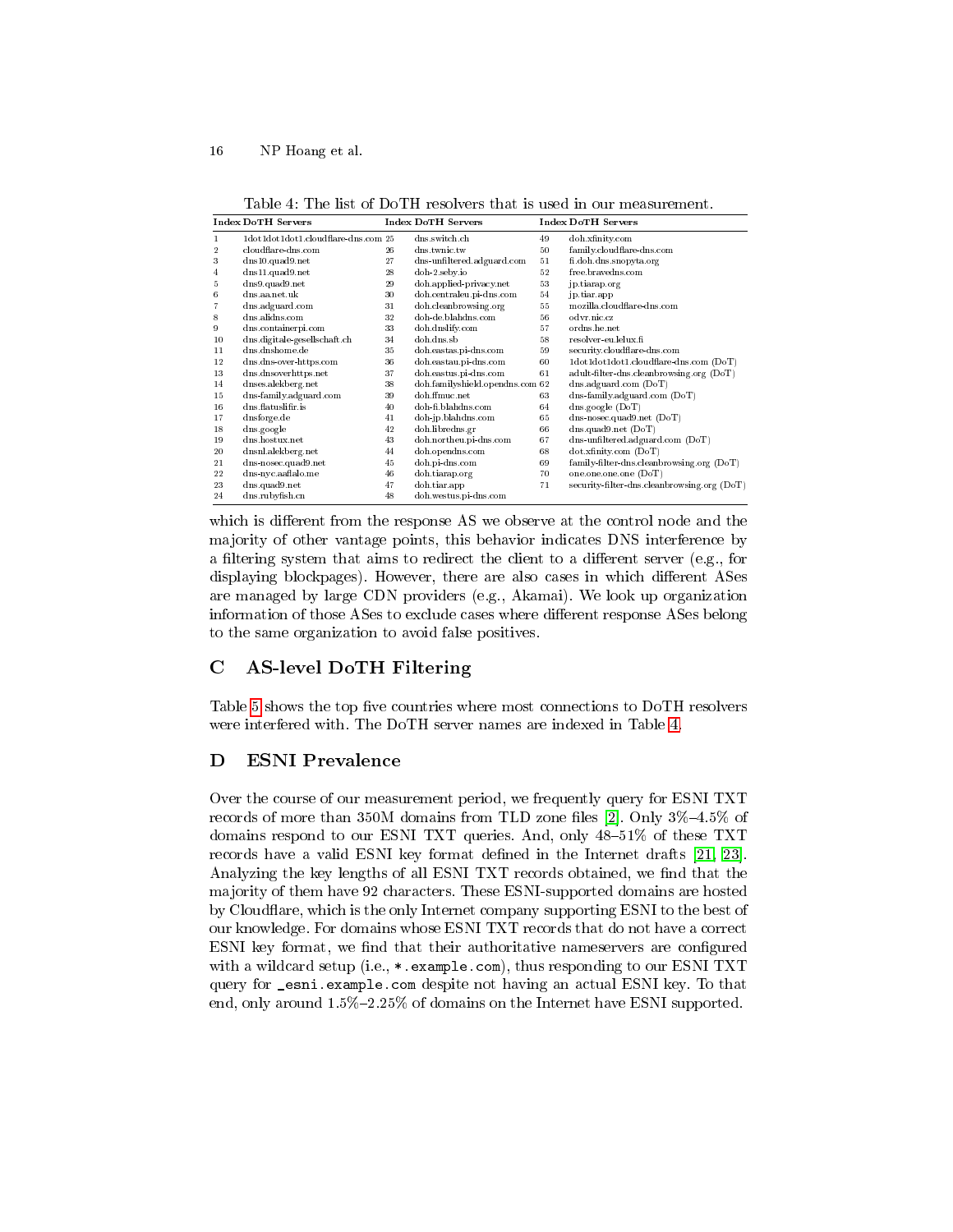Table 4: The list of DoTH resolvers that is used in our measurement.

| Index | DoTH Servers | Index | DoTH Servers | Index | DoTH Servers |
|---|---|---|---|---|---|
| 1 | 1dot1dot1dot1.cloudflare-dns.com | 25 | dns.switch.ch | 49 | doh.xfinity.com |
| 2 | cloudflare-dns.com | 26 | dns.twnic.tw | 50 | family.cloudflare-dns.com |
| 3 | dns10.quad9.net | 27 | dns-unfiltered.adguard.com | 51 | fi.doh.dns.snopyta.org |
| 4 | dns11.quad9.net | 28 | doh-2.seby.io | 52 | free.bravedns.com |
| 5 | dns9.quad9.net | 29 | doh.applied-privacy.net | 53 | jp.tiarap.org |
| 6 | dns.aa.net.uk | 30 | doh.centraleu.pi-dns.com | 54 | jp.tiar.app |
| 7 | dns.adguard.com | 31 | doh.cleanbrowsing.org | 55 | mozilla.cloudflare-dns.com |
| 8 | dns.alidns.com | 32 | doh-de.blahdns.com | 56 | odvr.nic.cz |
| 9 | dns.containerpi.com | 33 | doh.dnslify.com | 57 | ordns.he.net |
| 10 | dns.digitale-gesellschaft.ch | 34 | doh.dns.sb | 58 | resolver-eu.lelux.fi |
| 11 | dns.dnshome.de | 35 | doh.eastas.pi-dns.com | 59 | security.cloudflare-dns.com |
| 12 | dns.dns-over-https.com | 36 | doh.eastau.pi-dns.com | 60 | 1dot1dot1dot1.cloudflare-dns.com (DoT) |
| 13 | dns.dnsoverhttps.net | 37 | doh.eastus.pi-dns.com | 61 | adult-filter-dns.cleanbrowsing.org (DoT) |
| 14 | dnses.alekberg.net | 38 | doh.familyshield.opendns.com | 62 | dns.adguard.com (DoT) |
| 15 | dns-family.adguard.com | 39 | doh.ffmuc.net | 63 | dns-family.adguard.com (DoT) |
| 16 | dns.flatuslifir.is | 40 | doh-fi.blahdns.com | 64 | dns.google (DoT) |
| 17 | dnsforge.de | 41 | doh-jp.blahdns.com | 65 | dns-nosec.quad9.net (DoT) |
| 18 | dns.google | 42 | doh.libredns.gr | 66 | dns.quad9.net (DoT) |
| 19 | dns.hostux.net | 43 | doh.northeu.pi-dns.com | 67 | dns-unfiltered.adguard.com (DoT) |
| 20 | dnsnl.alekberg.net | 44 | doh.opendns.com | 68 | dot.xfinity.com (DoT) |
| 21 | dns-nosec.quad9.net | 45 | doh.pi-dns.com | 69 | family-filter-dns.cleanbrowsing.org (DoT) |
| 22 | dns-nyc.aaflalo.me | 46 | doh.tiarap.org | 70 | one.one.one.one (DoT) |
| 23 | dns.quad9.net | 47 | doh.tiar.app | 71 | security-filter-dns.cleanbrowsing.org (DoT) |
| 24 | dns.rubyfish.cn | 48 | doh.westus.pi-dns.com | | |

which is different from the response AS we observe at the control node and the majority of other vantage points, this behavior indicates DNS interference by a filtering system that aims to redirect the client to a different server (e.g., for displaying blockpages). However, there are also cases in which different ASes are managed by large CDN providers (e.g., Akamai). We look up organization information of those ASes to exclude cases where different response ASes belong to the same organization to avoid false positives.

## C AS-level DoTH Filtering

Table 5 shows the top five countries where most connections to DoTH resolvers were interfered with. The DoTH server names are indexed in Table 4.

## D ESNI Prevalence

Over the course of our measurement period, we frequently query for ESNI TXT records of more than 350M domains from TLD zone files [2]. Only 3%–4.5% of domains respond to our ESNI TXT queries. And, only 48–51% of these TXT records have a valid ESNI key format defined in the Internet drafts [21, 23]. Analyzing the key lengths of all ESNI TXT records obtained, we find that the majority of them have 92 characters. These ESNI-supported domains are hosted by Cloudflare, which is the only Internet company supporting ESNI to the best of our knowledge. For domains whose ESNI TXT records that do not have a correct ESNI key format, we find that their authoritative nameservers are configured with a wildcard setup (i.e., `*.example.com`), thus responding to our ESNI TXT query for `_esni.example.com` despite not having an actual ESNI key. To that end, only around 1.5%–2.25% of domains on the Internet have ESNI supported.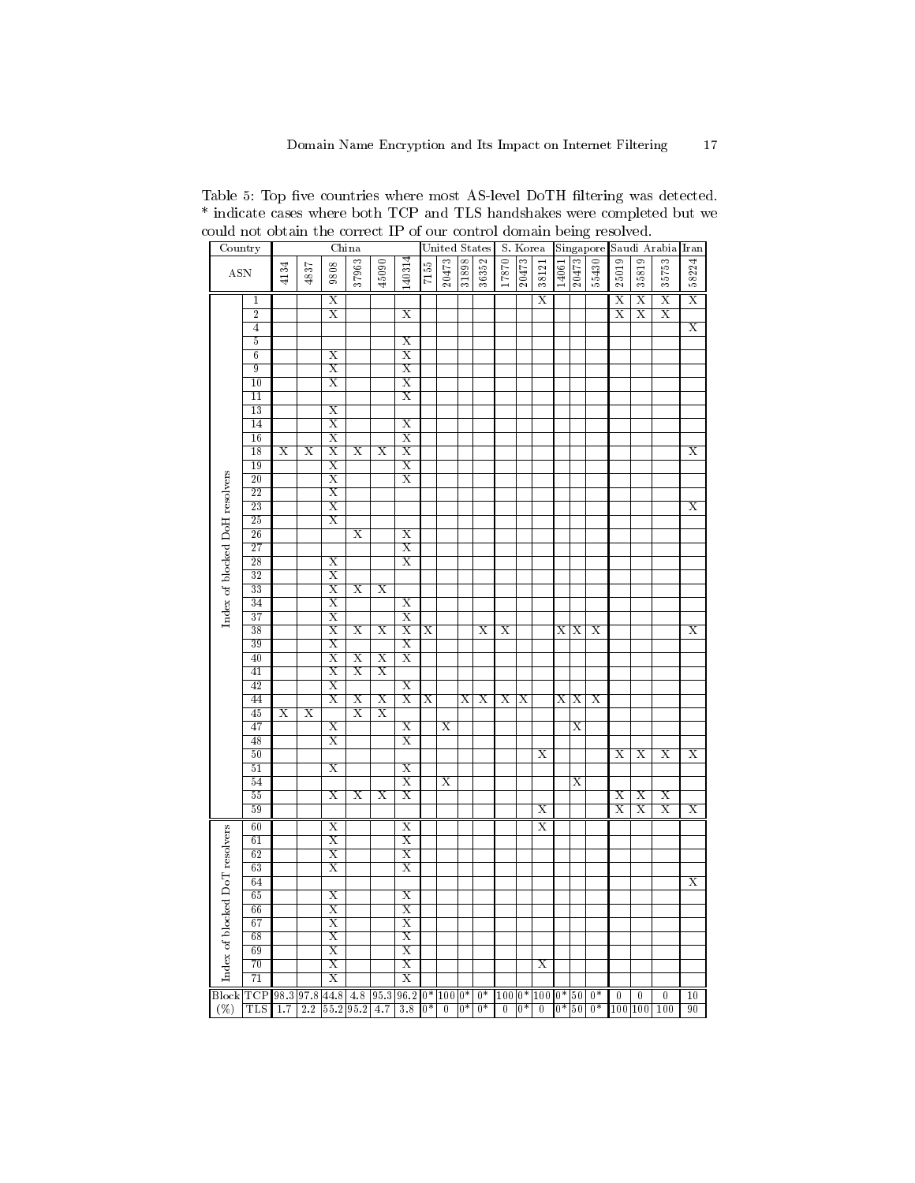Table 5: Top five countries where most AS-level DoTH filtering was detected. * indicate cases where both TCP and TLS handshakes were completed but we could not obtain the correct IP of our control domain being resolved.

| Country | | China | | | | | | United States | | | | S. Korea | | | Singapore | | | Saudi Arabia | | | Iran |
|---|---|---|---|---|---|---|---|---|---|---|---|---|---|---|---|---|---|---|---|---|---|
| ASN | | 4134 | 4837 | 9808 | 37963 | 45090 | 140314 | 7155 | 20473 | 31898 | 36352 | 17870 | 20473 | 38121 | 14061 | 20473 | 55430 | 25019 | 35819 | 35753 | 58224 |
| Index of blocked DoH resolvers | 1 | | | X | | | | | | | | | | X | | | | X | X | X | X |
| | 2 | | | X | | | X | | | | | | | | | | | X | X | X | |
| | 4 | | | | | | | | | | | | | | | | | | | | X |
| | 5 | | | | | | X | | | | | | | | | | | | | | |
| | 6 | | | X | | | X | | | | | | | | | | | | | | |
| | 9 | | | X | | | X | | | | | | | | | | | | | | |
| | 10 | | | X | | | X | | | | | | | | | | | | | | |
| | 11 | | | | | | X | | | | | | | | | | | | | | |
| | 13 | | | X | | | | | | | | | | | | | | | | | |
| | 14 | | | X | | | X | | | | | | | | | | | | | | |
| | 16 | | | X | | | X | | | | | | | | | | | | | | |
| | 18 | X | X | X | X | X | X | | | | | | | | | | | | | | X |
| | 19 | | | X | | | X | | | | | | | | | | | | | | |
| | 20 | | | X | | | X | | | | | | | | | | | | | | |
| | 22 | | | X | | | | | | | | | | | | | | | | | |
| | 23 | | | X | | | | | | | | | | | | | | | | | X |
| | 25 | | | X | | | | | | | | | | | | | | | | | |
| | 26 | | | | X | | X | | | | | | | | | | | | | | |
| | 27 | | | | | | X | | | | | | | | | | | | | | |
| | 28 | | | X | | | X | | | | | | | | | | | | | | |
| | 32 | | | X | | | | | | | | | | | | | | | | | |
| | 33 | | | X | X | X | | | | | | | | | | | | | | | |
| | 34 | | | X | | | X | | | | | | | | | | | | | | |
| | 37 | | | X | | | X | | | | | | | | | | | | | | |
| | 38 | | | X | X | X | X | X | | | X | X | | | X | X | X | | | | X |
| | 39 | | | X | | | X | | | | | | | | | | | | | | |
| | 40 | | | X | X | X | X | | | | | | | | | | | | | | |
| | 41 | | | X | X | X | | | | | | | | | | | | | | | |
| | 42 | | | X | | | X | | | | | | | | | | | | | | |
| | 44 | | | X | X | X | X | X | | X | X | X | X | | X | X | X | | | | |
| | 45 | X | X | | X | X | | | | | | | | | | | | | | | |
| | 47 | | | X | | | X | | X | | | | | | | X | | | | | |
| | 48 | | | X | | | X | | | | | | | | | | | | | | |
| | 50 | | | | | | | | | | | | | X | | | | X | X | X | X |
| | 51 | | | X | | | X | | | | | | | | | | | | | | |
| | 54 | | | | | | X | | X | | | | | | | X | | | | | |
| | 55 | | | X | X | X | X | | | | | | | | | | | X | X | X | |
| | 59 | | | | | | | | | | | | | X | | | | X | X | X | X |
| Index of blocked DoT resolvers | 60 | | | X | | | X | | | | | | | X | | | | | | | |
| | 61 | | | X | | | X | | | | | | | | | | | | | | |
| | 62 | | | X | | | X | | | | | | | | | | | | | | |
| | 63 | | | X | | | X | | | | | | | | | | | | | | |
| | 64 | | | | | | | | | | | | | | | | | | | | X |
| | 65 | | | X | | | X | | | | | | | | | | | | | | |
| | 66 | | | X | | | X | | | | | | | | | | | | | | |
| | 67 | | | X | | | X | | | | | | | | | | | | | | |
| | 68 | | | X | | | X | | | | | | | | | | | | | | |
| | 69 | | | X | | | X | | | | | | | | | | | | | | |
| | 70 | | | X | | | X | | | | | | | X | | | | | | | |
| | 71 | | | X | | | X | | | | | | | | | | | | | | |
| Block (%) | TCP | 98.3 | 97.8 | 44.8 | 4.8 | 95.3 | 96.2 | 0* | 100 | 0* | 0* | 100 | 0* | 100 | 0* | 50 | 0* | 0 | 0 | 0 | 10 |
| | TLS | 1.7 | 2.2 | 55.2 | 95.2 | 4.7 | 3.8 | 0* | 0 | 0* | 0* | 0 | 0* | 0 | 0* | 50 | 0* | 100 | 100 | 100 | 90 |